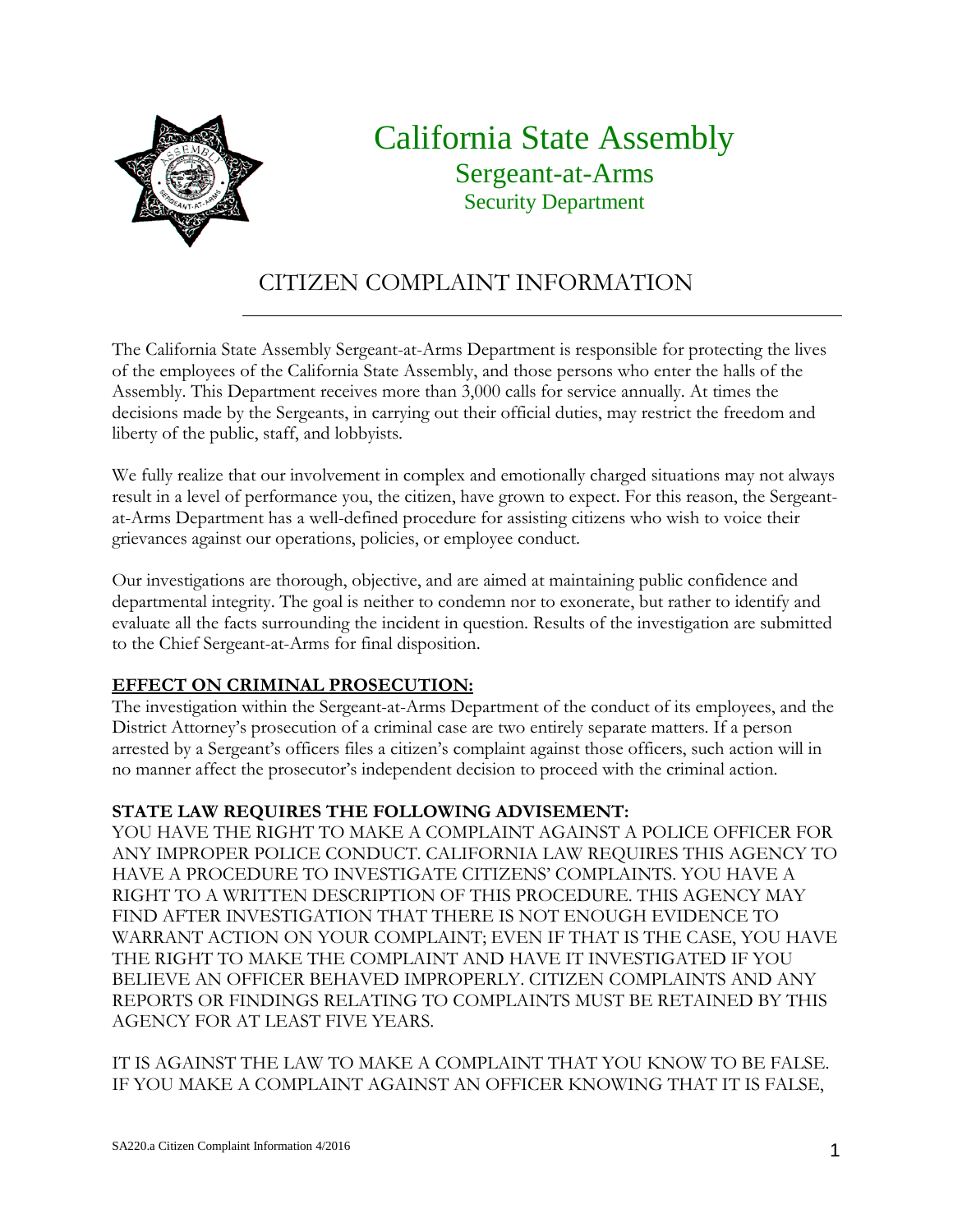# California State Assembly

## Sergeant-at-Arms

### Security Department

## CITIZEN COMPLAINT INFORMATION

The California State Assembly Sergeant-at-Arms Department is responsible for protecting the lives of the employees of the California State Assembly, and those persons who enter the halls of the Assembly. This Department receives more than 3,000 calls for service annually. At times the decisions made by the Sergeants, in carrying out their official duties, may restrict the freedom and liberty of the public, staff, and lobbyists.

We fully realize that our involvement in complex and emotionally charged situations may not always result in a level of performance you, the citizen, have grown to expect. For this reason, the Sergeant-at-Arms Department has a well-defined procedure for assisting citizens who wish to voice their grievances against our operations, policies, or employee conduct.

Our investigations are thorough, objective, and are aimed at maintaining public confidence and departmental integrity. The goal is neither to condemn nor to exonerate, but rather to identify and evaluate all the facts surrounding the incident in question. Results of the investigation are submitted to the Chief Sergeant-at-Arms for final disposition.

**EFFECT ON CRIMINAL PROSECUTION:**

The investigation within the Sergeant-at-Arms Department of the conduct of its employees, and the District Attorney's prosecution of a criminal case are two entirely separate matters. If a person arrested by a Sergeant's officers files a citizen's complaint against those officers, such action will in no manner affect the prosecutor's independent decision to proceed with the criminal action.

**STATE LAW REQUIRES THE FOLLOWING ADVISEMENT:**

YOU HAVE THE RIGHT TO MAKE A COMPLAINT AGAINST A POLICE OFFICER FOR ANY IMPROPER POLICE CONDUCT. CALIFORNIA LAW REQUIRES THIS AGENCY TO HAVE A PROCEDURE TO INVESTIGATE CITIZENS' COMPLAINTS. YOU HAVE A RIGHT TO A WRITTEN DESCRIPTION OF THIS PROCEDURE. THIS AGENCY MAY FIND AFTER INVESTIGATION THAT THERE IS NOT ENOUGH EVIDENCE TO WARRANT ACTION ON YOUR COMPLAINT; EVEN IF THAT IS THE CASE, YOU HAVE THE RIGHT TO MAKE THE COMPLAINT AND HAVE IT INVESTIGATED IF YOU BELIEVE AN OFFICER BEHAVED IMPROPERLY. CITIZEN COMPLAINTS AND ANY REPORTS OR FINDINGS RELATING TO COMPLAINTS MUST BE RETAINED BY THIS AGENCY FOR AT LEAST FIVE YEARS.

IT IS AGAINST THE LAW TO MAKE A COMPLAINT THAT YOU KNOW TO BE FALSE. IF YOU MAKE A COMPLAINT AGAINST AN OFFICER KNOWING THAT IT IS FALSE,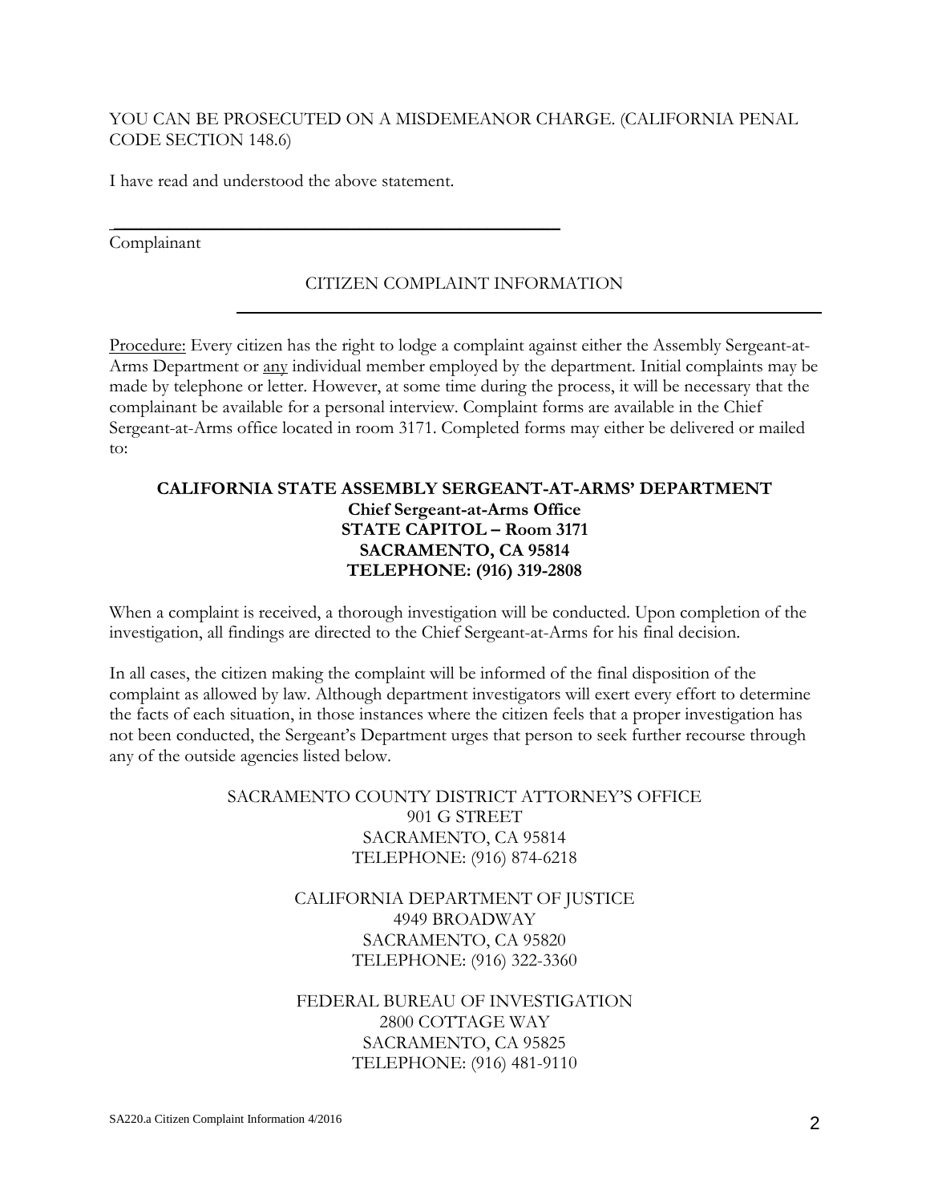YOU CAN BE PROSECUTED ON A MISDEMEANOR CHARGE. (CALIFORNIA PENAL CODE SECTION 148.6)

I have read and understood the above statement.

\_\_\_\_\_\_\_\_\_\_\_\_\_\_\_\_\_\_\_\_\_\_\_\_\_\_\_\_\_\_\_\_\_\_\_\_\_\_\_\_\_\_\_\_\_\_\_\_

Complainant

## CITIZEN COMPLAINT INFORMATION

Procedure: Every citizen has the right to lodge a complaint against either the Assembly Sergeant-at-Arms Department or any individual member employed by the department. Initial complaints may be made by telephone or letter. However, at some time during the process, it will be necessary that the complainant be available for a personal interview. Complaint forms are available in the Chief Sergeant-at-Arms office located in room 3171. Completed forms may either be delivered or mailed to:

**CALIFORNIA STATE ASSEMBLY SERGEANT-AT-ARMS' DEPARTMENT**
**Chief Sergeant-at-Arms Office**
**STATE CAPITOL – Room 3171**
**SACRAMENTO, CA 95814**
**TELEPHONE: (916) 319-2808**

When a complaint is received, a thorough investigation will be conducted. Upon completion of the investigation, all findings are directed to the Chief Sergeant-at-Arms for his final decision.

In all cases, the citizen making the complaint will be informed of the final disposition of the complaint as allowed by law. Although department investigators will exert every effort to determine the facts of each situation, in those instances where the citizen feels that a proper investigation has not been conducted, the Sergeant's Department urges that person to seek further recourse through any of the outside agencies listed below.

SACRAMENTO COUNTY DISTRICT ATTORNEY'S OFFICE
901 G STREET
SACRAMENTO, CA 95814
TELEPHONE: (916) 874-6218

CALIFORNIA DEPARTMENT OF JUSTICE
4949 BROADWAY
SACRAMENTO, CA 95820
TELEPHONE: (916) 322-3360

FEDERAL BUREAU OF INVESTIGATION
2800 COTTAGE WAY
SACRAMENTO, CA 95825
TELEPHONE: (916) 481-9110

SA220.a Citizen Complaint Information 4/2016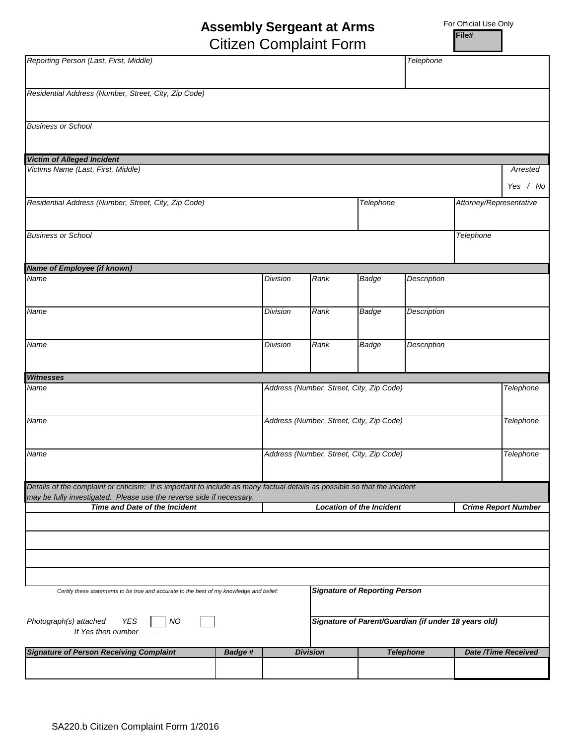# Assembly Sergeant at Arms

## Citizen Complaint Form

For Official Use Only

**File#**

| | |
|---|---|
| *Reporting Person (Last, First, Middle)* | *Telephone* |

| |
|---|
| *Residential Address (Number, Street, City, Zip Code)* |
| *Business or School* |

***Victim of Alleged Incident***

| | | |
|---|---|---|
| *Victims Name (Last, First, Middle)* | | *Arrested* *Yes / No* |
| *Residential Address (Number, Street, City, Zip Code)* | *Telephone* | *Attorney/Representative* |
| *Business or School* | | *Telephone* |

***Name of Employee (if known)***

| | | | | |
|---|---|---|---|---|
| *Name* | *Division* | *Rank* | *Badge* | *Description* |
| *Name* | *Division* | *Rank* | *Badge* | *Description* |
| *Name* | *Division* | *Rank* | *Badge* | *Description* |

***Witnesses***

| | | |
|---|---|---|
| *Name* | *Address (Number, Street, City, Zip Code)* | *Telephone* |
| *Name* | *Address (Number, Street, City, Zip Code)* | *Telephone* |
| *Name* | *Address (Number, Street, City, Zip Code)* | *Telephone* |

*Details of the complaint or criticism: It is important to include as many factual details as possible so that the incident may be fully investigated. Please use the reverse side if necessary.*

| ***Time and Date of the Incident*** | ***Location of the Incident*** | ***Crime Report Number*** |
|---|---|---|
| | | |
| | | |
| | | |
| | | |

*Certify these statements to be true and accurate to the best of my knowledge and belief:*

***Signature of Reporting Person***

*Photograph(s) attached YES ☐ NO ☐*
*If Yes then number ____*

***Signature of Parent/Guardian (if under 18 years old)***

| ***Signature of Person Receiving Complaint*** | ***Badge #*** | ***Division*** | ***Telephone*** | ***Date /Time Received*** |
|---|---|---|---|---|
| | | | | |

SA220.b Citizen Complaint Form 1/2016